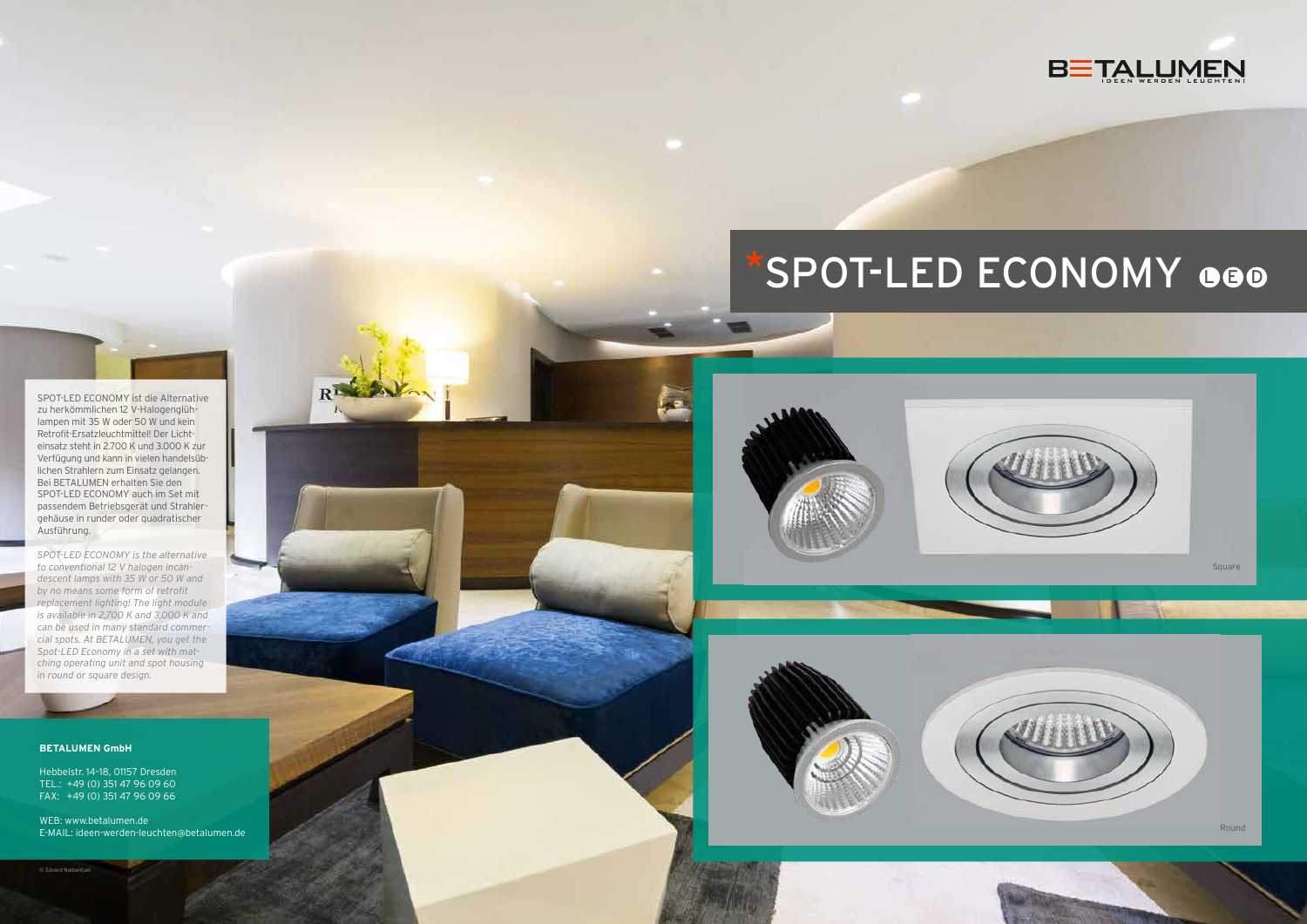BETALUMEN
IDEEN WERDEN LEUCHTEN!

# *SPOT-LED ECONOMY LED

SPOT-LED ECONOMY ist die Alternative zu herkömmlichen 12 V-Halogenglühlampen mit 35 W oder 50 W und kein Retrofit-Ersatzleuchtmittel! Der Lichteinsatz steht in 2.700 K und 3.000 K zur Verfügung und kann in vielen handelsüblichen Strahlern zum Einsatz gelangen. Bei BETALUMEN erhalten Sie den SPOT-LED ECONOMY auch im Set mit passendem Betriebsgerät und Strahlergehäuse in runder oder quadratischer Ausführung.

*SPOT-LED ECONOMY is the alternative to conventional 12 V halogen incandescent lamps with 35 W or 50 W and by no means some form of retrofit replacement lighting! The light module is available in 2,700 K and 3,000 K and can be used in many standard commercial spots. At BETALUMEN, you get the Spot-LED Economy in a set with matching operating unit and spot housing in round or square design.*

**BETALUMEN GmbH**

Hebbelstr. 14-18, 01157 Dresden
TEL.: +49 (0) 351 47 96 09 60
FAX: +49 (0) 351 47 96 09 66

WEB: www.betalumen.de
E-MAIL: ideen-werden-leuchten@betalumen.de

Square

Round

© Edvard Nalbantjan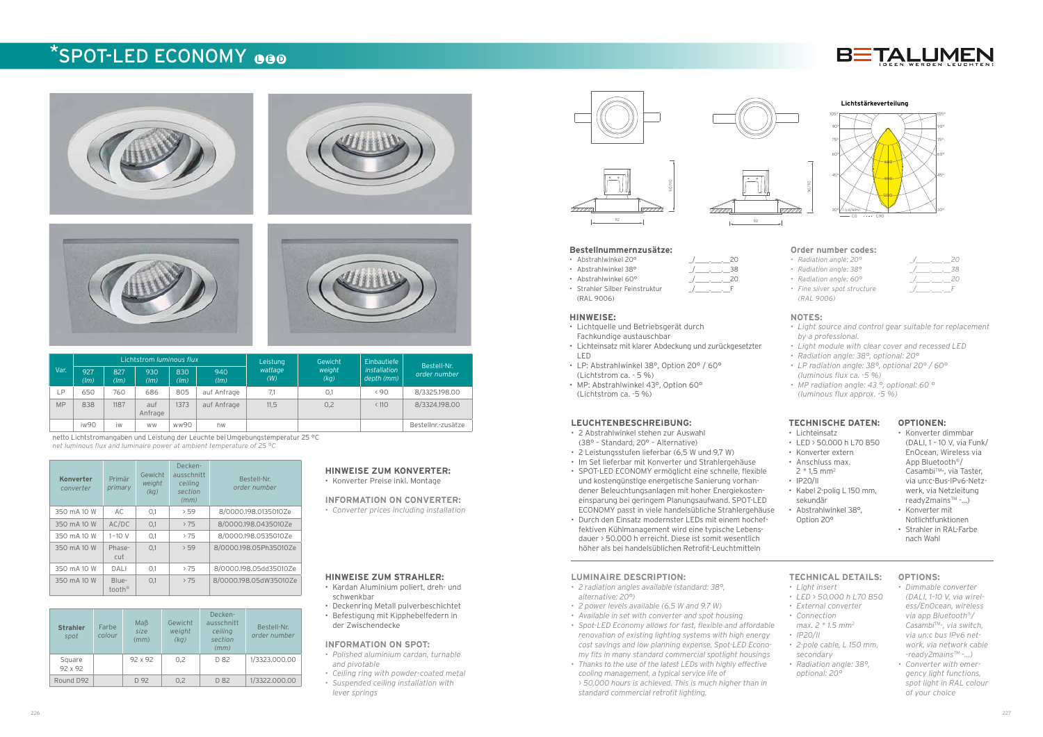# *SPOT-LED ECONOMY

| Var. | Lichtstrom *luminous flux* | | | | | Leistung *wattage* (W) | Gewicht *weight* (kg) | Einbautiefe *installation depth (mm)* | Bestell-Nr. *order number* |
|---|---|---|---|---|---|---|---|---|---|
| | 927 (lm) | 827 (lm) | 930 (lm) | 830 (lm) | 940 (lm) | | | | |
| LP | 650 | 760 | 686 | 805 | auf Anfrage | 7,1 | 0,1 | ‹ 90 | 8/3325.198.00 |
| MP | 838 | 1187 | auf Anfrage | 1373 | auf Anfrage | 11,5 | 0,2 | ‹ 110 | 8/3324.198.00 |
| | iw90 | iw | ww | ww90 | nw | | | | Bestellnr.-zusätze |

netto Lichtstromangaben und Leistung der Leuchte bei Umgebungstemperatur 25 °C
*net luminous flux and luminaire power at ambient temperature of 25 °C*

| Konverter *converter* | Primär *primary* | Gewicht *weight* (kg) | Decken-ausschnitt *ceiling section* (mm) | Bestell-Nr. *order number* |
|---|---|---|---|---|
| 350 mA 10 W | AC | 0,1 | › 59 | 8/0000.198.0135010Ze |
| 350 mA 10 W | AC/DC | 0,1 | › 75 | 8/0000.198.0435010Ze |
| 350 mA 10 W | 1–10 V | 0,1 | › 75 | 8/0000.198.0535010Ze |
| 350 mA 10 W | Phase-cut | 0,1 | › 59 | 8/0000.198.05Ph35010Ze |
| 350 mA 10 W | DALI | 0,1 | › 75 | 8/0000.198.05dd35010Ze |
| 350 mA 10 W | Blue-tooth® | 0,1 | › 75 | 8/0000.198.05dW35010Ze |

### HINWEISE ZUM KONVERTER:
- Konverter Preise inkl. Montage

### INFORMATION ON CONVERTER:
- *Converter prices including installation*

| Strahler *spot* | Farbe *colour* | Maß *size* (mm) | Gewicht *weight* (kg) | Decken-ausschnitt *ceiling section* (mm) | Bestell-Nr. *order number* |
|---|---|---|---|---|---|
| Square 92 x 92 | | 92 x 92 | 0,2 | D 82 | 1/3323.000.00 |
| Round D92 | | D 92 | 0,2 | D 82 | 1/3322.000.00 |

### HINWEISE ZUM STRAHLER:
- Kardan Aluminium poliert, dreh- und schwenkbar
- Deckenring Metall pulverbeschichtet
- Befestigung mit Kipphebelfedern in der Zwischendecke

### INFORMATION ON SPOT:
- *Polished aluminium cardan, turnable and pivotable*
- *Ceiling ring with powder-coated metal*
- *Suspended ceiling installation with lever springs*

92
90/110
92
90/110

Lichtstärkeverteilung
105° 90° 75° 60° 45° 30°
600
900
1200
I (cd/klm)
C0 C90

### Bestellnummernzusätze:
- Abstrahlwinkel 20° _/____.___._20
- Abstrahlwinkel 38° _/____.___._38
- Abstrahlwinkel 60° _/____.___._20
- Strahler Silber Feinstruktur (RAL 9006) _/____.___._F

### Order number codes:
- *Radiation angle: 20°* _/____.___._20
- *Radiation angle: 38°* _/____.___._38
- *Radiation angle: 60°* _/____.___._20
- *Fine silver spot structure (RAL 9006)* _/____.___._F

### HINWEISE:
- Lichtquelle und Betriebsgerät durch Fachkundige austauschbar
- Lichteinsatz mit klarer Abdeckung und zurückgesetzter LED
- LP: Abstrahlwinkel 38°, Option 20° / 60° (Lichtstrom ca. - 5 %)
- MP: Abstrahlwinkel 43°, Option 60° (Lichtstrom ca. -5 %)

### NOTES:
- *Light source and control gear suitable for replacement by a professional.*
- *Light module with clear cover and recessed LED*
- *Radiation angle: 38°, optional: 20°*
- *LP radiation angle: 38°, optional 20° / 60° (luminous flux ca. -5 %)*
- *MP radiation angle: 43 °, optional: 60 ° (luminous flux approx. -5 %)*

### LEUCHTENBESCHREIBUNG:
- 2 Abstrahlwinkel stehen zur Auswahl (38° – Standard, 20° – Alternative)
- 2 Leistungsstufen lieferbar (6,5 W und 9,7 W)
- Im Set lieferbar mit Konverter und Strahlergehäuse
- SPOT-LED ECONOMY ermöglicht eine schnelle, flexible und kostengünstige energetische Sanierung vorhandener Beleuchtungsanlagen mit hoher Energiekosteneinsparung bei geringem Planungsaufwand. SPOT-LED ECONOMY passt in viele handelsübliche Strahlergehäuse
- Durch den Einsatz modernster LEDs mit einem hocheffektiven Kühlmanagement wird eine typische Lebensdauer › 50.000 h erreicht. Diese ist somit wesentlich höher als bei handelsüblichen Retrofit-Leuchtmitteln

### TECHNISCHE DATEN:
- Lichteinsatz
- LED › 50.000 h L70 B50
- Konverter extern
- Anschluss max. 2 * 1,5 mm²
- IP20/II
- Kabel 2-polig L 150 mm, sekundär
- Abstrahlwinkel 38°, Option 20°

### OPTIONEN:
- Konverter dimmbar (DALI, 1 – 10 V, via Funk/ EnOcean, Wireless via App Bluetooth®/ Casambi™, via Taster, via un:c-Bus-IPv6-Netzwerk, via Netzleitung ready2mains™ -...)
- Konverter mit Notlichtfunktionen
- Strahler in RAL-Farbe nach Wahl

### LUMINAIRE DESCRIPTION:
- *2 radiation angles available (standard: 38°, alternative: 20°)*
- *2 power levels available (6.5 W and 9.7 W)*
- *Available in set with converter and spot housing*
- *Spot-LED Economy allows for fast, flexible and affordable renovation of existing lighting systems with high energy cost savings and low planning expense. Spot-LED Economy fits in many standard commercial spotlight housings*
- *Thanks to the use of the latest LEDs with highly effective cooling management, a typical service life of › 50,000 hours is achieved. This is much higher than in standard commercial retrofit lighting.*

### TECHNICAL DETAILS:
- *Light insert*
- *LED › 50,000 h L70 B50*
- *External converter*
- *Connection max. 2 * 1.5 mm²*
- *IP20/II*
- *2-pole cable, L 150 mm, secondary*
- *Radiation angle: 38°, optional: 20°*

### OPTIONS:
- *Dimmable converter (DALI, 1–10 V, via wireless/EnOcean, wireless via app Bluetooth®/ Casambi™-, via switch, via un:c bus IPv6 network, via network cable -ready2mains™ -...)*
- *Converter with emergency light functions, spot light in RAL colour of your choice*